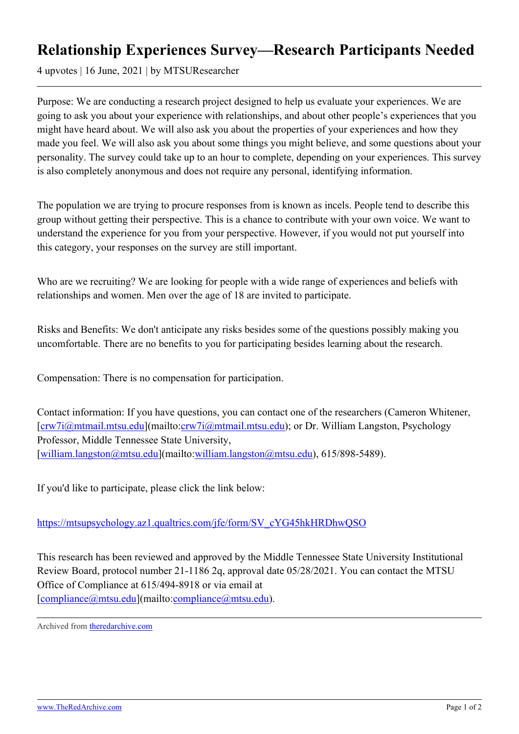# Relationship Experiences Survey—Research Participants Needed

4 upvotes | 16 June, 2021 | by MTSUResearcher

---

Purpose: We are conducting a research project designed to help us evaluate your experiences. We are going to ask you about your experience with relationships, and about other people's experiences that you might have heard about. We will also ask you about the properties of your experiences and how they made you feel. We will also ask you about some things you might believe, and some questions about your personality. The survey could take up to an hour to complete, depending on your experiences. This survey is also completely anonymous and does not require any personal, identifying information.

The population we are trying to procure responses from is known as incels. People tend to describe this group without getting their perspective. This is a chance to contribute with your own voice. We want to understand the experience for you from your perspective. However, if you would not put yourself into this category, your responses on the survey are still important.

Who are we recruiting? We are looking for people with a wide range of experiences and beliefs with relationships and women. Men over the age of 18 are invited to participate.

Risks and Benefits: We don't anticipate any risks besides some of the questions possibly making you uncomfortable. There are no benefits to you for participating besides learning about the research.

Compensation: There is no compensation for participation.

Contact information: If you have questions, you can contact one of the researchers (Cameron Whitener, [crw7i@mtmail.mtsu.edu](mailto:crw7i@mtmail.mtsu.edu); or Dr. William Langston, Psychology Professor, Middle Tennessee State University, [william.langston@mtsu.edu](mailto:william.langston@mtsu.edu), 615/898-5489).

If you'd like to participate, please click the link below:

https://mtsupsychology.az1.qualtrics.com/jfe/form/SV_cYG45hkHRDhwQSO

This research has been reviewed and approved by the Middle Tennessee State University Institutional Review Board, protocol number 21-1186 2q, approval date 05/28/2021. You can contact the MTSU Office of Compliance at 615/494-8918 or via email at [compliance@mtsu.edu](mailto:compliance@mtsu.edu).

---

Archived from theredarchive.com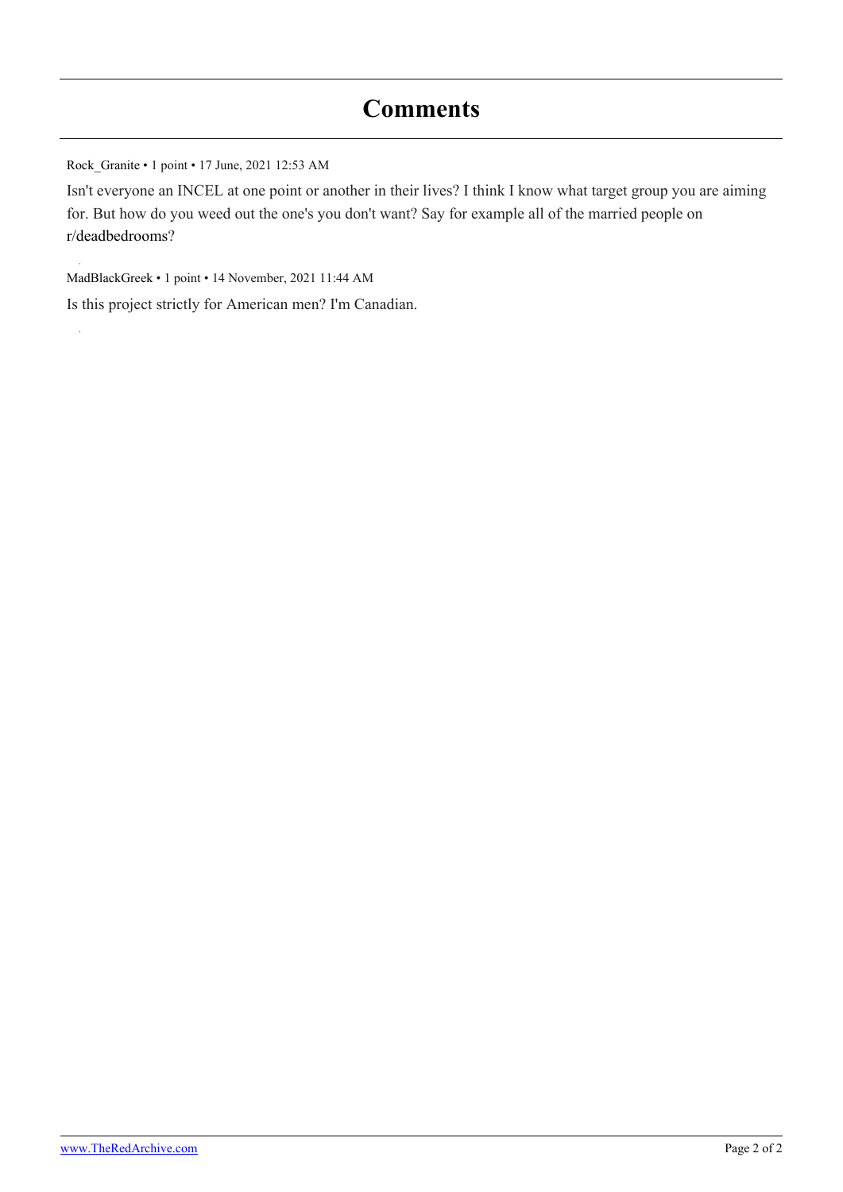# Comments

Rock_Granite • 1 point • 17 June, 2021 12:53 AM

Isn't everyone an INCEL at one point or another in their lives? I think I know what target group you are aiming for. But how do you weed out the one's you don't want? Say for example all of the married people on r/deadbedrooms?

MadBlackGreek • 1 point • 14 November, 2021 11:44 AM

Is this project strictly for American men? I'm Canadian.